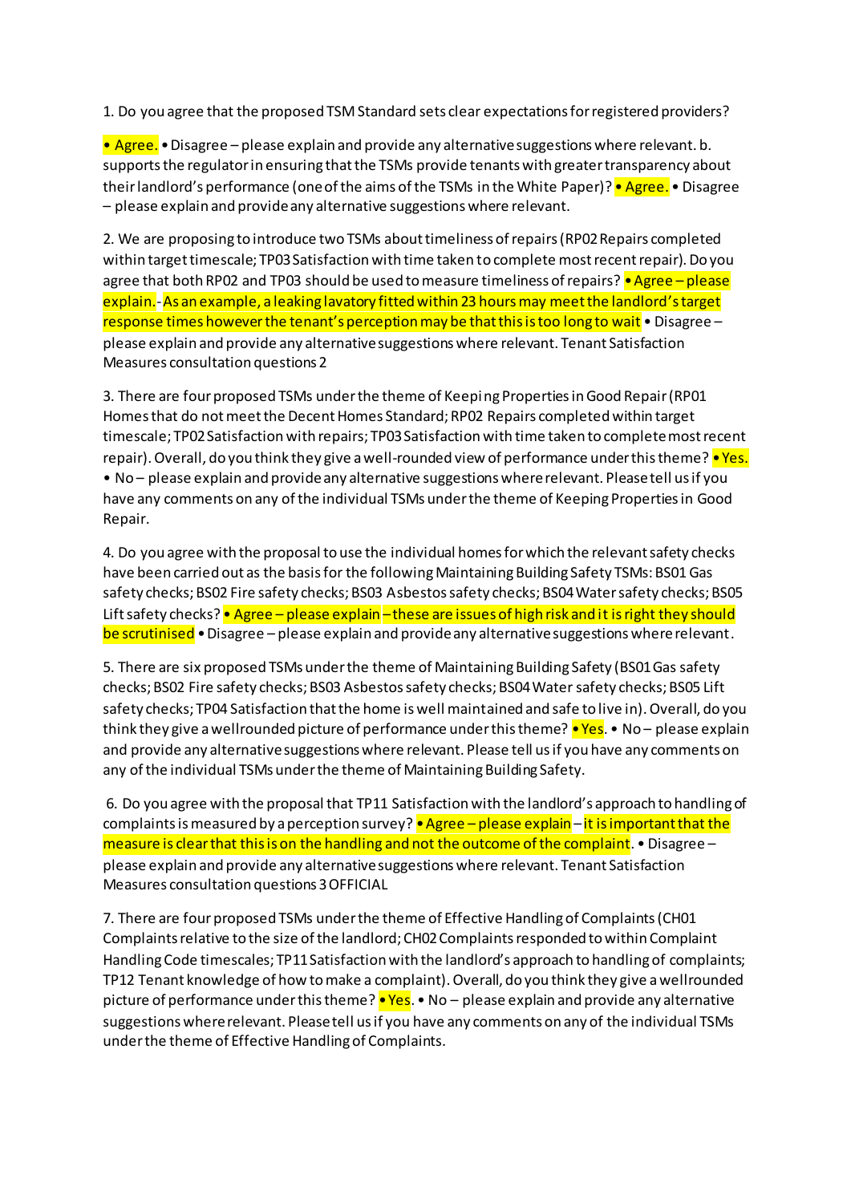1. Do you agree that the proposed TSM Standard sets clear expectations for registered providers?

• Agree. • Disagree – please explain and provide any alternative suggestions where relevant. b. supports the regulator in ensuring that the TSMs provide tenants with greater transparency about their landlord's performance (one of the aims of the TSMs in the White Paper)? • Agree. • Disagree – please explain and provide any alternative suggestions where relevant.

2. We are proposing to introduce two TSMs about timeliness of repairs (RP02 Repairs completed within target timescale; TP03 Satisfaction with time taken to complete most recent repair). Do you agree that both RP02 and TP03 should be used to measure timeliness of repairs? • Agree – please explain. - As an example, a leaking lavatory fitted within 23 hours may meet the landlord's target response times however the tenant's perception may be that this is too long to wait • Disagree – please explain and provide any alternative suggestions where relevant. Tenant Satisfaction Measures consultation questions 2

3. There are four proposed TSMs under the theme of Keeping Properties in Good Repair (RP01 Homes that do not meet the Decent Homes Standard; RP02 Repairs completed within target timescale; TP02 Satisfaction with repairs; TP03 Satisfaction with time taken to complete most recent repair). Overall, do you think they give a well-rounded view of performance under this theme? • Yes. • No – please explain and provide any alternative suggestions where relevant. Please tell us if you have any comments on any of the individual TSMs under the theme of Keeping Properties in Good Repair.

4. Do you agree with the proposal to use the individual homes for which the relevant safety checks have been carried out as the basis for the following Maintaining Building Safety TSMs: BS01 Gas safety checks; BS02 Fire safety checks; BS03 Asbestos safety checks; BS04 Water safety checks; BS05 Lift safety checks? • Agree – please explain – these are issues of high risk and it is right they should be scrutinised • Disagree – please explain and provide any alternative suggestions where relevant.

5. There are six proposed TSMs under the theme of Maintaining Building Safety (BS01 Gas safety checks; BS02 Fire safety checks; BS03 Asbestos safety checks; BS04 Water safety checks; BS05 Lift safety checks; TP04 Satisfaction that the home is well maintained and safe to live in). Overall, do you think they give a wellrounded picture of performance under this theme? • Yes. • No – please explain and provide any alternative suggestions where relevant. Please tell us if you have any comments on any of the individual TSMs under the theme of Maintaining Building Safety.

6. Do you agree with the proposal that TP11 Satisfaction with the landlord's approach to handling of complaints is measured by a perception survey? • Agree – please explain – it is important that the measure is clear that this is on the handling and not the outcome of the complaint. • Disagree – please explain and provide any alternative suggestions where relevant. Tenant Satisfaction Measures consultation questions 3 OFFICIAL

7. There are four proposed TSMs under the theme of Effective Handling of Complaints (CH01 Complaints relative to the size of the landlord; CH02 Complaints responded to within Complaint Handling Code timescales; TP11 Satisfaction with the landlord's approach to handling of complaints; TP12 Tenant knowledge of how to make a complaint). Overall, do you think they give a wellrounded picture of performance under this theme? • Yes. • No – please explain and provide any alternative suggestions where relevant. Please tell us if you have any comments on any of the individual TSMs under the theme of Effective Handling of Complaints.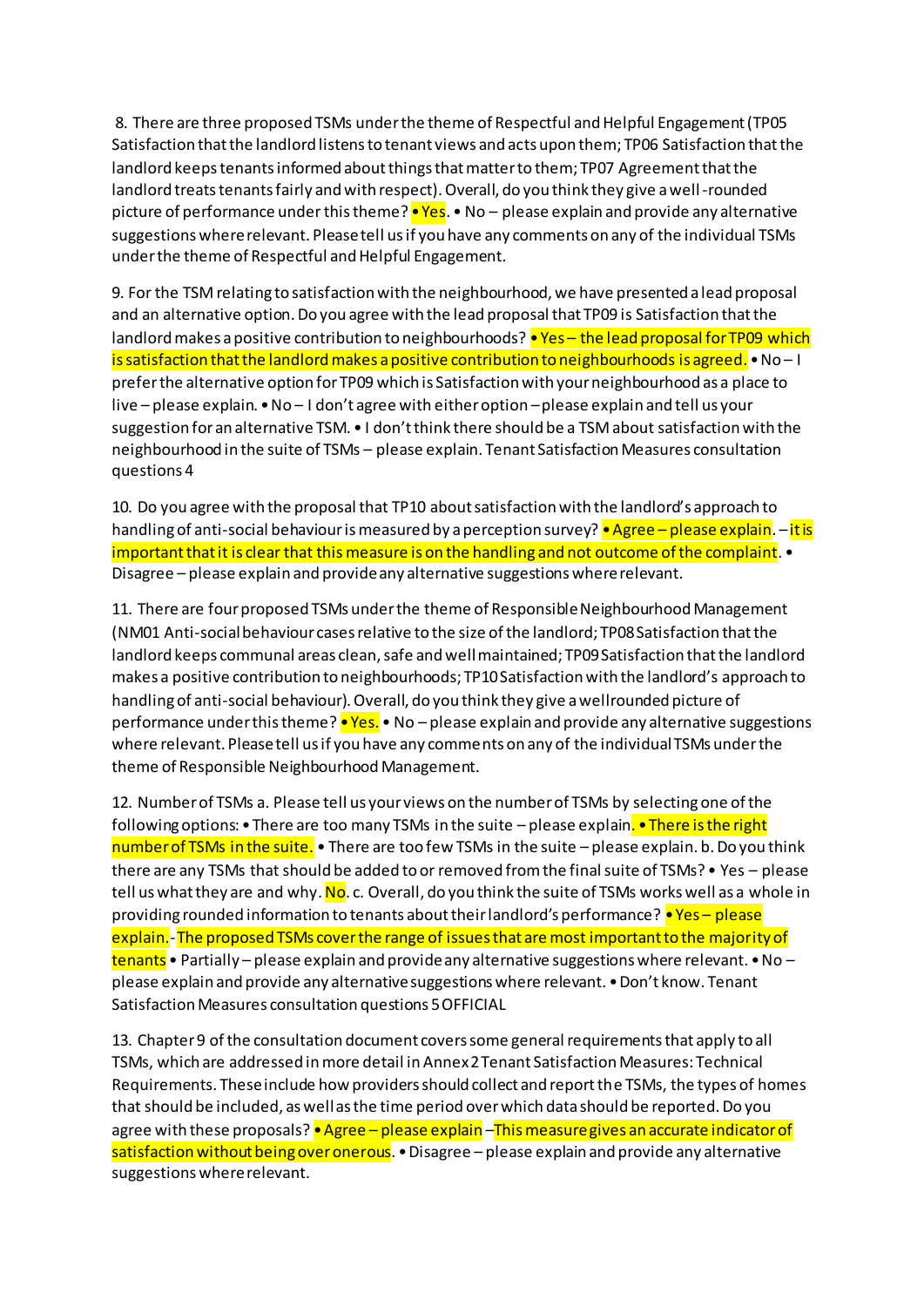8. There are three proposed TSMs under the theme of Respectful and Helpful Engagement (TP05 Satisfaction that the landlord listens to tenant views and acts upon them; TP06 Satisfaction that the landlord keeps tenants informed about things that matter to them; TP07 Agreement that the landlord treats tenants fairly and with respect). Overall, do you think they give a well-rounded picture of performance under this theme? • Yes. • No – please explain and provide any alternative suggestions where relevant. Please tell us if you have any comments on any of the individual TSMs under the theme of Respectful and Helpful Engagement.

9. For the TSM relating to satisfaction with the neighbourhood, we have presented a lead proposal and an alternative option. Do you agree with the lead proposal that TP09 is Satisfaction that the landlord makes a positive contribution to neighbourhoods? • Yes – the lead proposal for TP09 which is satisfaction that the landlord makes a positive contribution to neighbourhoods is agreed. • No – I prefer the alternative option for TP09 which is Satisfaction with your neighbourhood as a place to live – please explain. • No – I don't agree with either option – please explain and tell us your suggestion for an alternative TSM. • I don't think there should be a TSM about satisfaction with the neighbourhood in the suite of TSMs – please explain. Tenant Satisfaction Measures consultation questions 4

10. Do you agree with the proposal that TP10 about satisfaction with the landlord's approach to handling of anti-social behaviour is measured by a perception survey? • Agree – please explain. – it is important that it is clear that this measure is on the handling and not outcome of the complaint. • Disagree – please explain and provide any alternative suggestions where relevant.

11. There are four proposed TSMs under the theme of Responsible Neighbourhood Management (NM01 Anti-social behaviour cases relative to the size of the landlord; TP08 Satisfaction that the landlord keeps communal areas clean, safe and well maintained; TP09 Satisfaction that the landlord makes a positive contribution to neighbourhoods; TP10 Satisfaction with the landlord's approach to handling of anti-social behaviour). Overall, do you think they give a wellrounded picture of performance under this theme? • Yes. • No – please explain and provide any alternative suggestions where relevant. Please tell us if you have any comments on any of the individual TSMs under the theme of Responsible Neighbourhood Management.

12. Number of TSMs a. Please tell us your views on the number of TSMs by selecting one of the following options: • There are too many TSMs in the suite – please explain. • There is the right number of TSMs in the suite. • There are too few TSMs in the suite – please explain. b. Do you think there are any TSMs that should be added to or removed from the final suite of TSMs? • Yes – please tell us what they are and why. No. c. Overall, do you think the suite of TSMs works well as a whole in providing rounded information to tenants about their landlord's performance? • Yes – please explain. - The proposed TSMs cover the range of issues that are most important to the majority of tenants • Partially – please explain and provide any alternative suggestions where relevant. • No – please explain and provide any alternative suggestions where relevant. • Don't know. Tenant Satisfaction Measures consultation questions 5 OFFICIAL

13. Chapter 9 of the consultation document covers some general requirements that apply to all TSMs, which are addressed in more detail in Annex 2 Tenant Satisfaction Measures: Technical Requirements. These include how providers should collect and report the TSMs, the types of homes that should be included, as well as the time period over which data should be reported. Do you agree with these proposals? • Agree – please explain –This measure gives an accurate indicator of satisfaction without being over onerous. • Disagree – please explain and provide any alternative suggestions where relevant.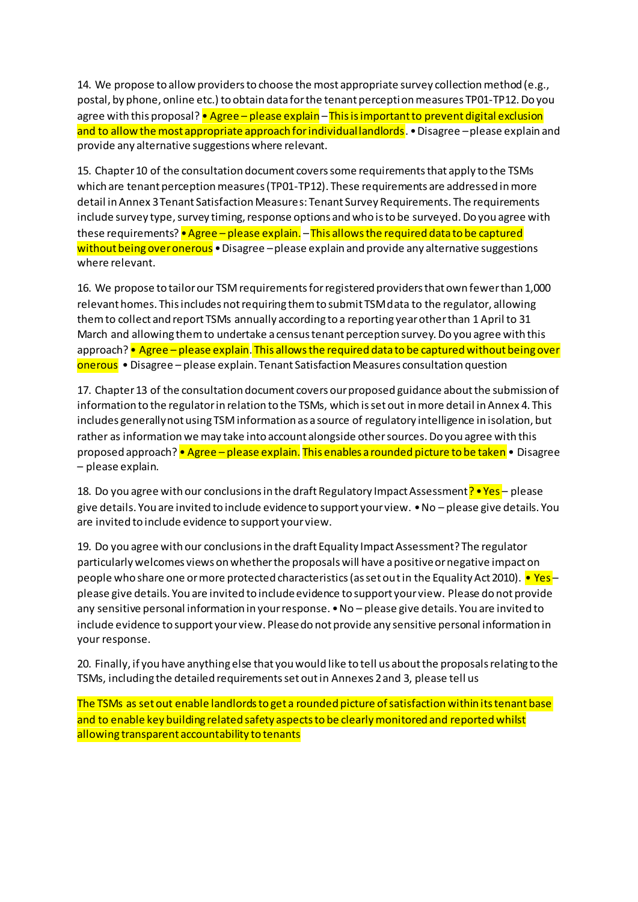14. We propose to allow providers to choose the most appropriate survey collection method (e.g., postal, by phone, online etc.) to obtain data for the tenant perception measures TP01-TP12. Do you agree with this proposal? • Agree – please explain – This is important to prevent digital exclusion and to allow the most appropriate approach for individual landlords. • Disagree – please explain and provide any alternative suggestions where relevant.

15. Chapter 10 of the consultation document covers some requirements that apply to the TSMs which are tenant perception measures (TP01-TP12). These requirements are addressed in more detail in Annex 3 Tenant Satisfaction Measures: Tenant Survey Requirements. The requirements include survey type, survey timing, response options and who is to be surveyed. Do you agree with these requirements? • Agree – please explain. – This allows the required data to be captured without being over onerous • Disagree – please explain and provide any alternative suggestions where relevant.

16. We propose to tailor our TSM requirements for registered providers that own fewer than 1,000 relevant homes. This includes not requiring them to submit TSM data to the regulator, allowing them to collect and report TSMs annually according to a reporting year other than 1 April to 31 March and allowing them to undertake a census tenant perception survey. Do you agree with this approach? • Agree – please explain. This allows the required data to be captured without being over onerous • Disagree – please explain. Tenant Satisfaction Measures consultation question

17. Chapter 13 of the consultation document covers our proposed guidance about the submission of information to the regulator in relation to the TSMs, which is set out in more detail in Annex 4. This includes generally not using TSM information as a source of regulatory intelligence in isolation, but rather as information we may take into account alongside other sources. Do you agree with this proposed approach? • Agree – please explain. This enables a rounded picture to be taken • Disagree – please explain.

18. Do you agree with our conclusions in the draft Regulatory Impact Assessment? • Yes – please give details. You are invited to include evidence to support your view. • No – please give details. You are invited to include evidence to support your view.

19. Do you agree with our conclusions in the draft Equality Impact Assessment? The regulator particularly welcomes views on whether the proposals will have a positive or negative impact on people who share one or more protected characteristics (as set out in the Equality Act 2010). • Yes – please give details. You are invited to include evidence to support your view. Please do not provide any sensitive personal information in your response. • No – please give details. You are invited to include evidence to support your view. Please do not provide any sensitive personal information in your response.

20. Finally, if you have anything else that you would like to tell us about the proposals relating to the TSMs, including the detailed requirements set out in Annexes 2 and 3, please tell us

The TSMs as set out enable landlords to get a rounded picture of satisfaction within its tenant base and to enable key building related safety aspects to be clearly monitored and reported whilst allowing transparent accountability to tenants